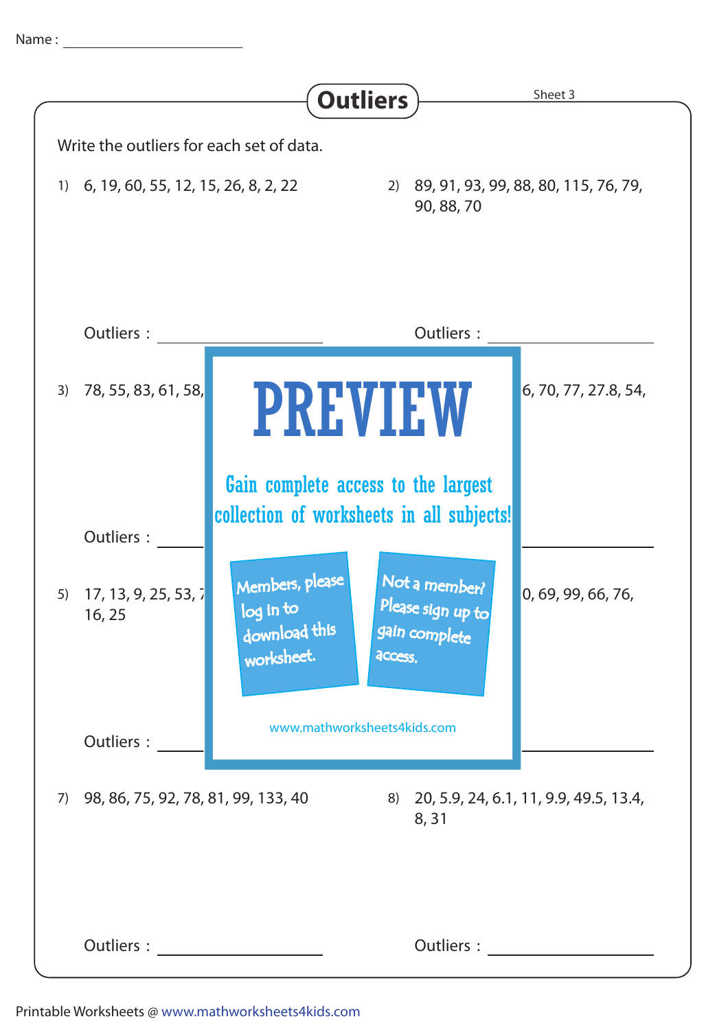Name : ______________________

# Outliers

Sheet 3

Write the outliers for each set of data.

1) 6, 19, 60, 55, 12, 15, 26, 8, 2, 22

Outliers : ______________________

2) 89, 91, 93, 99, 88, 80, 115, 76, 79, 90, 88, 70

Outliers : ______________________

3) 78, 55, 83, 61, 58,

Outliers : ______________________

4) 6, 70, 77, 27.8, 54,

Outliers : ______________________

5) 17, 13, 9, 25, 53, 7 16, 25

Outliers : ______________________

6) 0, 69, 99, 66, 76,

Outliers : ______________________

PREVIEW

Gain complete access to the largest collection of worksheets in all subjects!

Members, please log in to download this worksheet.

Not a member? Please sign up to gain complete access.

www.mathworksheets4kids.com

7) 98, 86, 75, 92, 78, 81, 99, 133, 40

Outliers : ______________________

8) 20, 5.9, 24, 6.1, 11, 9.9, 49.5, 13.4, 8, 31

Outliers : ______________________

Printable Worksheets @ www.mathworksheets4kids.com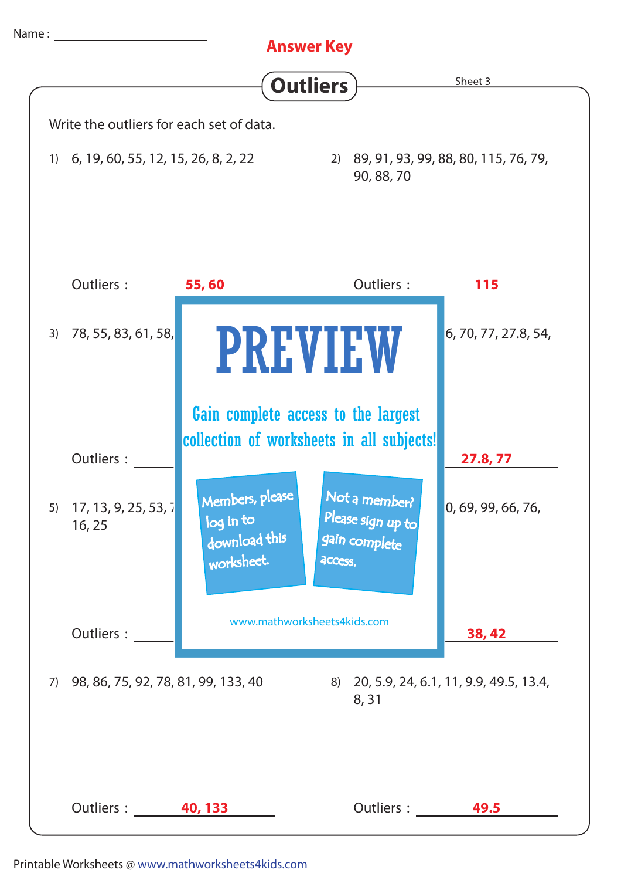Name : ____________________

**Answer Key**

# Outliers

Sheet 3

Write the outliers for each set of data.

1) 6, 19, 60, 55, 12, 15, 26, 8, 2, 22

Outliers : **55, 60**

2) 89, 91, 93, 99, 88, 80, 115, 76, 79, 90, 88, 70

Outliers : **115**

3) 78, 55, 83, 61, 58,

Outliers :

4) 6, 70, 77, 27.8, 54,

Outliers : **27.8, 77**

5) 17, 13, 9, 25, 53, 7
16, 25

Outliers :

6) 0, 69, 99, 66, 76,

Outliers : **38, 42**

PREVIEW

Gain complete access to the largest collection of worksheets in all subjects!

Members, please log in to download this worksheet.

Not a member? Please sign up to gain complete access.

www.mathworksheets4kids.com

7) 98, 86, 75, 92, 78, 81, 99, 133, 40

Outliers : **40, 133**

8) 20, 5.9, 24, 6.1, 11, 9.9, 49.5, 13.4, 8, 31

Outliers : **49.5**

Printable Worksheets @ www.mathworksheets4kids.com